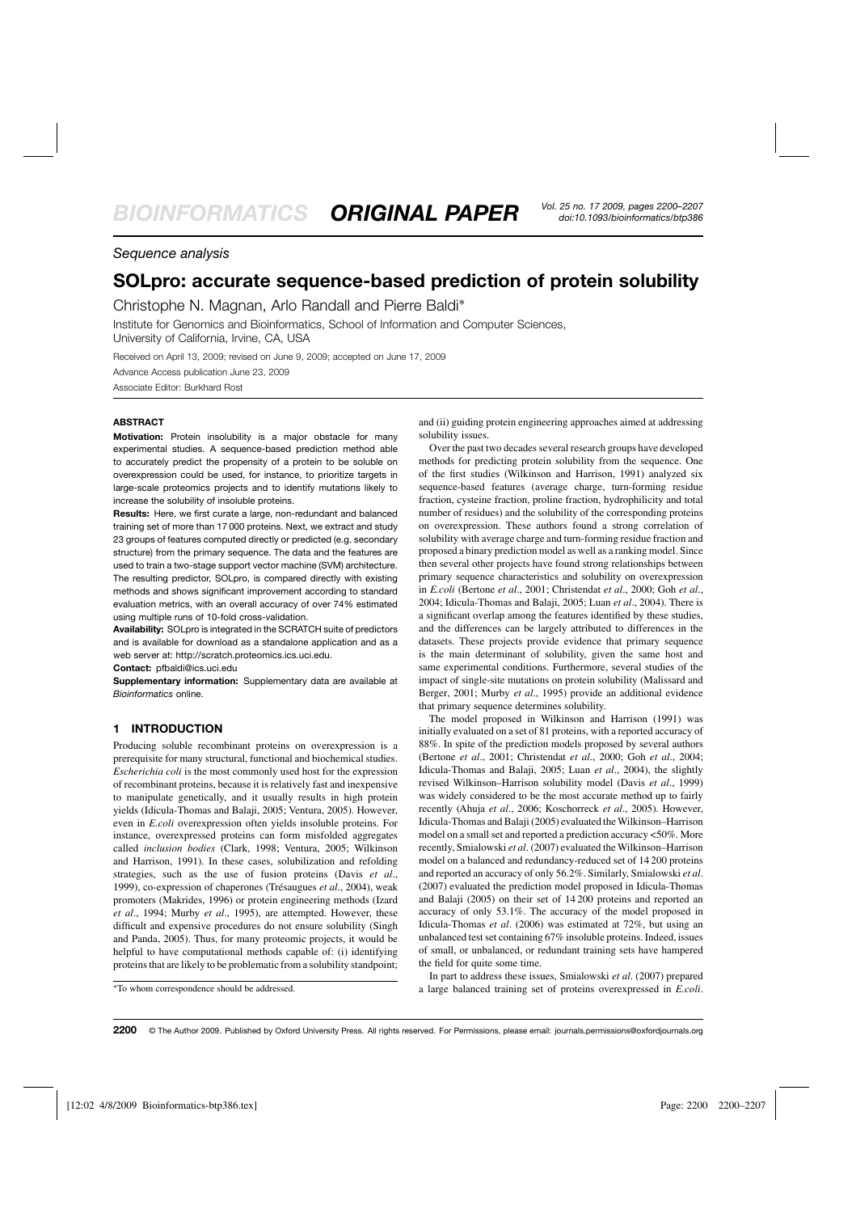*Sequence analysis*

# SOLpro: accurate sequence-based prediction of protein solubility

Christophe N. Magnan, Arlo Randall and Pierre Baldi*

Institute for Genomics and Bioinformatics, School of Information and Computer Sciences, University of California, Irvine, CA, USA

Received on April 13, 2009; revised on June 9, 2009; accepted on June 17, 2009

Advance Access publication June 23, 2009

Associate Editor: Burkhard Rost

## ABSTRACT

**Motivation:** Protein insolubility is a major obstacle for many experimental studies. A sequence-based prediction method able to accurately predict the propensity of a protein to be soluble on overexpression could be used, for instance, to prioritize targets in large-scale proteomics projects and to identify mutations likely to increase the solubility of insoluble proteins.

**Results:** Here, we first curate a large, non-redundant and balanced training set of more than 17 000 proteins. Next, we extract and study 23 groups of features computed directly or predicted (e.g. secondary structure) from the primary sequence. The data and the features are used to train a two-stage support vector machine (SVM) architecture. The resulting predictor, SOLpro, is compared directly with existing methods and shows significant improvement according to standard evaluation metrics, with an overall accuracy of over 74% estimated using multiple runs of 10-fold cross-validation.

**Availability:** SOLpro is integrated in the SCRATCH suite of predictors and is available for download as a standalone application and as a web server at: http://scratch.proteomics.ics.uci.edu.

**Contact:** pfbaldi@ics.uci.edu

**Supplementary information:** Supplementary data are available at *Bioinformatics* online.

## 1 INTRODUCTION

Producing soluble recombinant proteins on overexpression is a prerequisite for many structural, functional and biochemical studies. *Escherichia coli* is the most commonly used host for the expression of recombinant proteins, because it is relatively fast and inexpensive to manipulate genetically, and it usually results in high protein yields (Idicula-Thomas and Balaji, 2005; Ventura, 2005). However, even in *E.coli* overexpression often yields insoluble proteins. For instance, overexpressed proteins can form misfolded aggregates called *inclusion bodies* (Clark, 1998; Ventura, 2005; Wilkinson and Harrison, 1991). In these cases, solubilization and refolding strategies, such as the use of fusion proteins (Davis *et al*., 1999), co-expression of chaperones (Trésaugues *et al*., 2004), weak promoters (Makrides, 1996) or protein engineering methods (Izard *et al*., 1994; Murby *et al*., 1995), are attempted. However, these difficult and expensive procedures do not ensure solubility (Singh and Panda, 2005). Thus, for many proteomic projects, it would be helpful to have computational methods capable of: (i) identifying proteins that are likely to be problematic from a solubility standpoint; and (ii) guiding protein engineering approaches aimed at addressing solubility issues.

Over the past two decades several research groups have developed methods for predicting protein solubility from the sequence. One of the first studies (Wilkinson and Harrison, 1991) analyzed six sequence-based features (average charge, turn-forming residue fraction, cysteine fraction, proline fraction, hydrophilicity and total number of residues) and the solubility of the corresponding proteins on overexpression. These authors found a strong correlation of solubility with average charge and turn-forming residue fraction and proposed a binary prediction model as well as a ranking model. Since then several other projects have found strong relationships between primary sequence characteristics and solubility on overexpression in *E.coli* (Bertone *et al*., 2001; Christendat *et al*., 2000; Goh *et al*., 2004; Idicula-Thomas and Balaji, 2005; Luan *et al*., 2004). There is a significant overlap among the features identified by these studies, and the differences can be largely attributed to differences in the datasets. These projects provide evidence that primary sequence is the main determinant of solubility, given the same host and same experimental conditions. Furthermore, several studies of the impact of single-site mutations on protein solubility (Malissard and Berger, 2001; Murby *et al*., 1995) provide an additional evidence that primary sequence determines solubility.

The model proposed in Wilkinson and Harrison (1991) was initially evaluated on a set of 81 proteins, with a reported accuracy of 88%. In spite of the prediction models proposed by several authors (Bertone *et al*., 2001; Christendat *et al*., 2000; Goh *et al*., 2004; Idicula-Thomas and Balaji, 2005; Luan *et al*., 2004), the slightly revised Wilkinson–Harrison solubility model (Davis *et al*., 1999) was widely considered to be the most accurate method up to fairly recently (Ahuja *et al*., 2006; Koschorreck *et al*., 2005). However, Idicula-Thomas and Balaji (2005) evaluated the Wilkinson–Harrison model on a small set and reported a prediction accuracy <50%. More recently, Smialowski *et al*. (2007) evaluated the Wilkinson–Harrison model on a balanced and redundancy-reduced set of 14 200 proteins and reported an accuracy of only 56.2%. Similarly, Smialowski *et al*. (2007) evaluated the prediction model proposed in Idicula-Thomas and Balaji (2005) on their set of 14 200 proteins and reported an accuracy of only 53.1%. The accuracy of the model proposed in Idicula-Thomas *et al*. (2006) was estimated at 72%, but using an unbalanced test set containing 67% insoluble proteins. Indeed, issues of small, or unbalanced, or redundant training sets have hampered the field for quite some time.

In part to address these issues, Smialowski *et al*. (2007) prepared a large balanced training set of proteins overexpressed in *E.coli*.

*To whom correspondence should be addressed.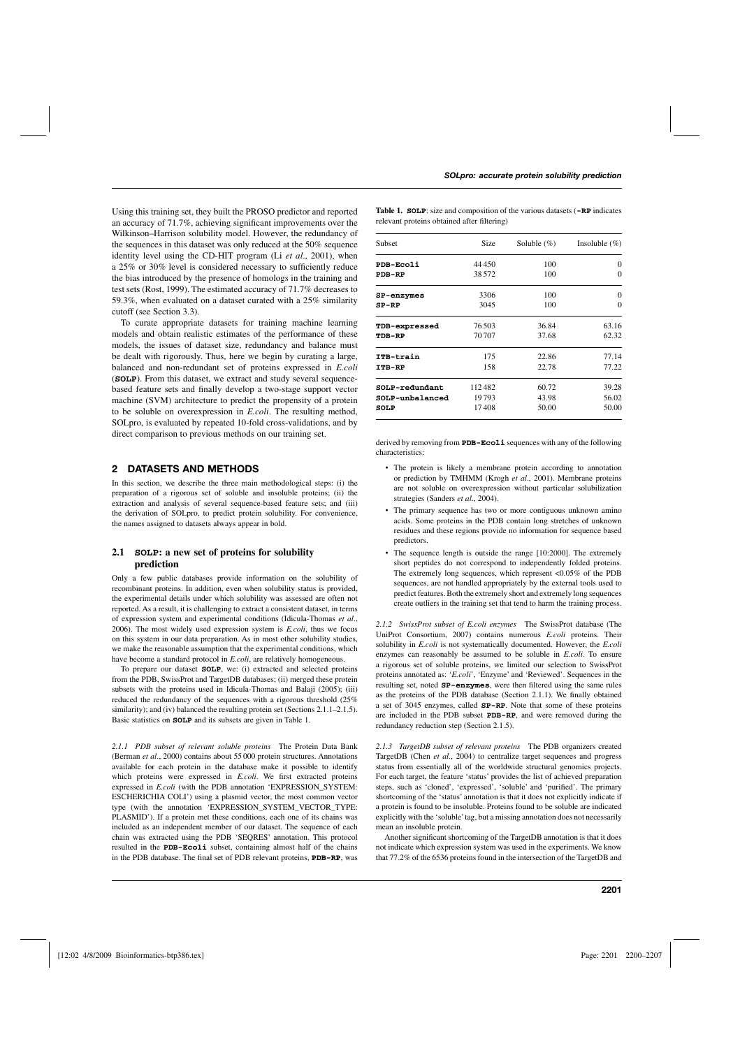Using this training set, they built the PROSO predictor and reported an accuracy of 71.7%, achieving significant improvements over the Wilkinson–Harrison solubility model. However, the redundancy of the sequences in this dataset was only reduced at the 50% sequence identity level using the CD-HIT program (Li *et al*., 2001), when a 25% or 30% level is considered necessary to sufficiently reduce the bias introduced by the presence of homologs in the training and test sets (Rost, 1999). The estimated accuracy of 71.7% decreases to 59.3%, when evaluated on a dataset curated with a 25% similarity cutoff (see Section 3.3).

To curate appropriate datasets for training machine learning models and obtain realistic estimates of the performance of these models, the issues of dataset size, redundancy and balance must be dealt with rigorously. Thus, here we begin by curating a large, balanced and non-redundant set of proteins expressed in *E.coli* (**SOLP**). From this dataset, we extract and study several sequence-based feature sets and finally develop a two-stage support vector machine (SVM) architecture to predict the propensity of a protein to be soluble on overexpression in *E.coli*. The resulting method, SOLpro, is evaluated by repeated 10-fold cross-validations, and by direct comparison to previous methods on our training set.

## 2 DATASETS AND METHODS

In this section, we describe the three main methodological steps: (i) the preparation of a rigorous set of soluble and insoluble proteins; (ii) the extraction and analysis of several sequence-based feature sets; and (iii) the derivation of SOLpro, to predict protein solubility. For convenience, the names assigned to datasets always appear in bold.

### 2.1 SOLP: a new set of proteins for solubility prediction

Only a few public databases provide information on the solubility of recombinant proteins. In addition, even when solubility status is provided, the experimental details under which solubility was assessed are often not reported. As a result, it is challenging to extract a consistent dataset, in terms of expression system and experimental conditions (Idicula-Thomas *et al*., 2006). The most widely used expression system is *E.coli*, thus we focus on this system in our data preparation. As in most other solubility studies, we make the reasonable assumption that the experimental conditions, which have become a standard protocol in *E.coli*, are relatively homogeneous.

To prepare our dataset **SOLP**, we: (i) extracted and selected proteins from the PDB, SwissProt and TargetDB databases; (ii) merged these protein subsets with the proteins used in Idicula-Thomas and Balaji (2005); (iii) reduced the redundancy of the sequences with a rigorous threshold (25% similarity); and (iv) balanced the resulting protein set (Sections 2.1.1–2.1.5). Basic statistics on **SOLP** and its subsets are given in Table 1.

*2.1.1 PDB subset of relevant soluble proteins* The Protein Data Bank (Berman *et al*., 2000) contains about 55 000 protein structures. Annotations available for each protein in the database make it possible to identify which proteins were expressed in *E.coli*. We first extracted proteins expressed in *E.coli* (with the PDB annotation 'EXPRESSION_SYSTEM: ESCHERICHIA COLI') using a plasmid vector, the most common vector type (with the annotation 'EXPRESSION_SYSTEM_VECTOR_TYPE: PLASMID'). If a protein met these conditions, each one of its chains was included as an independent member of our dataset. The sequence of each chain was extracted using the PDB 'SEQRES' annotation. This protocol resulted in the **PDB-Ecoli** subset, containing almost half of the chains in the PDB database. The final set of PDB relevant proteins, **PDB-RP**, was derived by removing from **PDB-Ecoli** sequences with any of the following characteristics:

- The protein is likely a membrane protein according to annotation or prediction by TMHMM (Krogh *et al*., 2001). Membrane proteins are not soluble on overexpression without particular solubilization strategies (Sanders *et al*., 2004).
- The primary sequence has two or more contiguous unknown amino acids. Some proteins in the PDB contain long stretches of unknown residues and these regions provide no information for sequence based predictors.
- The sequence length is outside the range [10:2000]. The extremely short peptides do not correspond to independently folded proteins. The extremely long sequences, which represent <0.05% of the PDB sequences, are not handled appropriately by the external tools used to predict features. Both the extremely short and extremely long sequences create outliers in the training set that tend to harm the training process.

**Table 1.** **SOLP**: size and composition of the various datasets (**-RP** indicates relevant proteins obtained after filtering)

| Subset | Size | Soluble (%) | Insoluble (%) |
|---|---|---|---|
| **PDB-Ecoli** | 44 450 | 100 | 0 |
| **PDB-RP** | 38 572 | 100 | 0 |
| **SP-enzymes** | 3306 | 100 | 0 |
| **SP-RP** | 3045 | 100 | 0 |
| **TDB-expressed** | 76 503 | 36.84 | 63.16 |
| **TDB-RP** | 70 707 | 37.68 | 62.32 |
| **ITB-train** | 175 | 22.86 | 77.14 |
| **ITB-RP** | 158 | 22.78 | 77.22 |
| **SOLP-redundant** | 112 482 | 60.72 | 39.28 |
| **SOLP-unbalanced** | 19 793 | 43.98 | 56.02 |
| **SOLP** | 17 408 | 50.00 | 50.00 |

*2.1.2 SwissProt subset of E.coli enzymes* The SwissProt database (The UniProt Consortium, 2007) contains numerous *E.coli* proteins. Their solubility in *E.coli* is not systematically documented. However, the *E.coli* enzymes can reasonably be assumed to be soluble in *E.coli*. To ensure a rigorous set of soluble proteins, we limited our selection to SwissProt proteins annotated as: '*E.coli*', 'Enzyme' and 'Reviewed'. Sequences in the resulting set, noted **SP-enzymes**, were then filtered using the same rules as the proteins of the PDB database (Section 2.1.1). We finally obtained a set of 3045 enzymes, called **SP-RP**. Note that some of these proteins are included in the PDB subset **PDB-RP**, and were removed during the redundancy reduction step (Section 2.1.5).

*2.1.3 TargetDB subset of relevant proteins* The PDB organizers created TargetDB (Chen *et al*., 2004) to centralize target sequences and progress status from essentially all of the worldwide structural genomics projects. For each target, the feature 'status' provides the list of achieved preparation steps, such as 'cloned', 'expressed', 'soluble' and 'purified'. The primary shortcoming of the 'status' annotation is that it does not explicitly indicate if a protein is found to be insoluble. Proteins found to be soluble are indicated explicitly with the 'soluble' tag, but a missing annotation does not necessarily mean an insoluble protein.

Another significant shortcoming of the TargetDB annotation is that it does not indicate which expression system was used in the experiments. We know that 77.2% of the 6536 proteins found in the intersection of the TargetDB and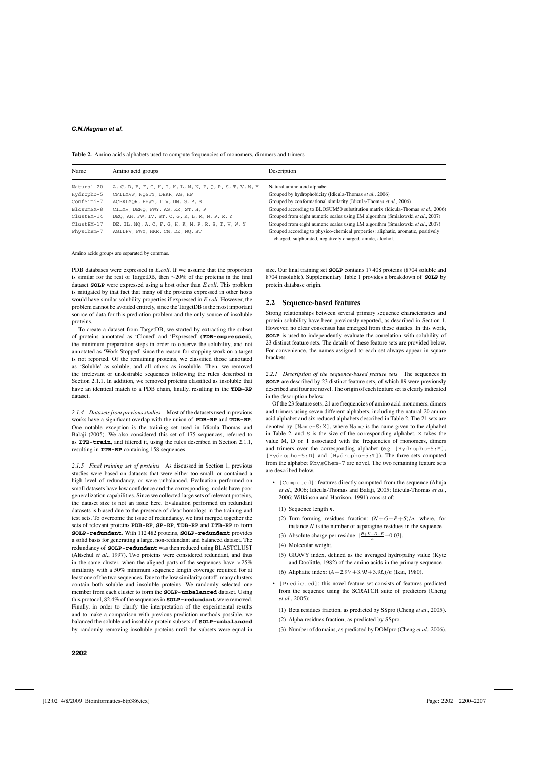**Table 2.** Amino acids alphabets used to compute frequencies of monomers, dimmers and trimers

| Name | Amino acid groups | Description |
|---|---|---|
| Natural-20 | A, C, D, E, F, G, H, I, K, L, M, N, P, Q, R, S, T, V, W, Y | Natural amino acid alphabet |
| Hydropho-5 | CFILMVW, NQSTY, DEKR, AG, HP | Grouped by hydrophobicity (Idicula-Thomas *et al*., 2006) |
| ConfSimi-7 | ACEKLMQR, FHWY, ITV, DN, G, P, S | Grouped by conformational similarity (Idicula-Thomas *et al*., 2006) |
| BlosumSM-8 | CILMV, DENQ, FWY, AG, KR, ST, H, P | Grouped according to BLOSUM50 substitution matrix (Idicula-Thomas *et al*., 2006) |
| ClustEM-14 | DEQ, AH, FW, IV, ST, C, G, K, L, M, N, P, R, Y | Grouped from eight numeric scales using EM algorithm (Smialowski *et al*., 2007) |
| ClustEM-17 | DE, IL, NQ, A, C, F, G, H, K, M, P, R, S, T, V, W, Y | Grouped from eight numeric scales using EM algorithm (Smialowski *et al*., 2007) |
| PhysChem-7 | AGILPV, FWY, HKR, CM, DE, NQ, ST | Grouped according to physico-chemical properties: aliphatic, aromatic, positively charged, sulphurated, negatively charged, amide, alcohol. |

Amino acids groups are separated by commas.

PDB databases were expressed in *E.coli*. If we assume that the proportion is similar for the rest of TargetDB, then ~20% of the proteins in the final dataset **SOLP** were expressed using a host other than *E.coli*. This problem is mitigated by that fact that many of the proteins expressed in other hosts would have similar solubility properties if expressed in *E.coli*. However, the problem cannot be avoided entirely, since the TargetDB is the most important source of data for this prediction problem and the only source of insoluble proteins.

To create a dataset from TargetDB, we started by extracting the subset of proteins annotated as 'Cloned' and 'Expressed' (**TDB-expressed**), the minimum preparation steps in order to observe the solubility, and not annotated as 'Work Stopped' since the reason for stopping work on a target is not reported. Of the remaining proteins, we classified those annotated as 'Soluble' as soluble, and all others as insoluble. Then, we removed the irrelevant or undesirable sequences following the rules described in Section 2.1.1. In addition, we removed proteins classified as insoluble that have an identical match to a PDB chain, finally, resulting in the **TDB-RP** dataset.

*2.1.4 Datasets from previous studies* Most of the datasets used in previous works have a significant overlap with the union of **PDB-RP** and **TDB-RP**. One notable exception is the training set used in Idicula-Thomas and Balaji (2005). We also considered this set of 175 sequences, referred to as **ITB-train**, and filtered it, using the rules described in Section 2.1.1, resulting in **ITB-RP** containing 158 sequences.

*2.1.5 Final training set of proteins* As discussed in Section 1, previous studies were based on datasets that were either too small, or contained a high level of redundancy, or were unbalanced. Evaluation performed on small datasets have low confidence and the corresponding models have poor generalization capabilities. Since we collected large sets of relevant proteins, the dataset size is not an issue here. Evaluation performed on redundant datasets is biased due to the presence of clear homologs in the training and test sets. To overcome the issue of redundancy, we first merged together the sets of relevant proteins **PDB-RP**, **SP-RP**, **TDB-RP** and **ITB-RP** to form **SOLP-redundant**. With 112 482 proteins, **SOLP-redundant** provides a solid basis for generating a large, non-redundant and balanced dataset. The redundancy of **SOLP-redundant** was then reduced using BLASTCLUST (Altschul *et al*., 1997). Two proteins were considered redundant, and thus in the same cluster, when the aligned parts of the sequences have >25% similarity with a 50% minimum sequence length coverage required for at least one of the two sequences. Due to the low similarity cutoff, many clusters contain both soluble and insoluble proteins. We randomly selected one member from each cluster to form the **SOLP-unbalanced** dataset. Using this protocol, 82.4% of the sequences in **SOLP-redundant** were removed. Finally, in order to clarify the interpretation of the experimental results and to make a comparison with previous prediction methods possible, we balanced the soluble and insoluble protein subsets of **SOLP-unbalanced** by randomly removing insoluble proteins until the subsets were equal in size. Our final training set **SOLP** contains 17 408 proteins (8704 soluble and 8704 insoluble). Supplementary Table 1 provides a breakdown of **SOLP** by protein database origin.

## 2.2 Sequence-based features

Strong relationships between several primary sequence characteristics and protein solubility have been previously reported, as described in Section 1. However, no clear consensus has emerged from these studies. In this work, **SOLP** is used to independently evaluate the correlation with solubility of 23 distinct feature sets. The details of these feature sets are provided below. For convenience, the names assigned to each set always appear in square brackets.

*2.2.1 Description of the sequence-based feature sets* The sequences in **SOLP** are described by 23 distinct feature sets, of which 19 were previously described and four are novel. The origin of each feature set is clearly indicated in the description below.

Of the 23 feature sets, 21 are frequencies of amino acid monomers, dimers and trimers using seven different alphabets, including the natural 20 amino acid alphabet and six reduced alphabets described in Table 2. The 21 sets are denoted by [Name-S:X], where Name is the name given to the alphabet in Table 2, and S is the size of the corresponding alphabet. X takes the value M, D or T associated with the frequencies of monomers, dimers and trimers over the corresponding alphabet (e.g. [Hydropho-5:M], [Hydropho-5:D] and [Hydropho-5:T]). The three sets computed from the alphabet PhysChem-7 are novel. The two remaining feature sets are described below.

- [Computed]: features directly computed from the sequence (Ahuja *et al*., 2006; Idicula-Thomas and Balaji, 2005; Idicula-Thomas *et al*., 2006; Wilkinson and Harrison, 1991) consist of:
    (1) Sequence length $n$.
    (2) Turn-forming residues fraction: $(N+G+P+S)/n$, where, for instance $N$ is the number of asparagine residues in the sequence.
    (3) Absolute charge per residue: $|\frac{R+K-D-E}{n}-0.03|$.
    (4) Molecular weight.
    (5) GRAVY index, defined as the averaged hydropathy value (Kyte and Doolittle, 1982) of the amino acids in the primary sequence.
    (6) Aliphatic index: $(A+2.9V+3.9I+3.9L)/n$ (Ikai, 1980).
- [Predicted]: this novel feature set consists of features predicted from the sequence using the SCRATCH suite of predictors (Cheng *et al*., 2005):
    (1) Beta residues fraction, as predicted by SSpro (Cheng *et al*., 2005).
    (2) Alpha residues fraction, as predicted by SSpro.
    (3) Number of domains, as predicted by DOMpro (Cheng *et al*., 2006).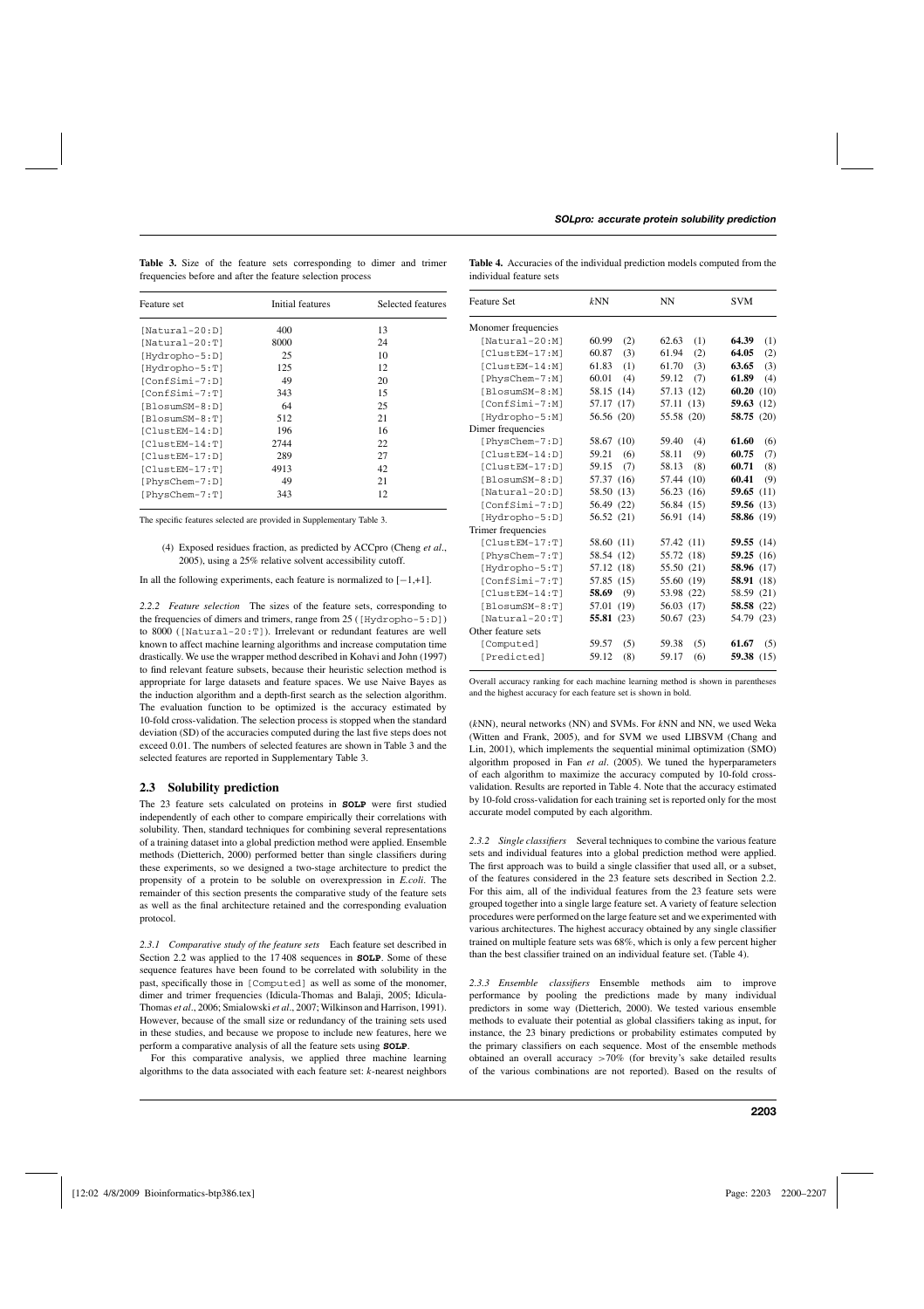**Table 3.** Size of the feature sets corresponding to dimer and trimer frequencies before and after the feature selection process

| Feature set | Initial features | Selected features |
|---|---|---|
| [Natural-20:D] | 400 | 13 |
| [Natural-20:T] | 8000 | 24 |
| [Hydropho-5:D] | 25 | 10 |
| [Hydropho-5:T] | 125 | 12 |
| [ConfSimi-7:D] | 49 | 20 |
| [ConfSimi-7:T] | 343 | 15 |
| [BlosumSM-8:D] | 64 | 25 |
| [BlosumSM-8:T] | 512 | 21 |
| [ClustEM-14:D] | 196 | 16 |
| [ClustEM-14:T] | 2744 | 22 |
| [ClustEM-17:D] | 289 | 27 |
| [ClustEM-17:T] | 4913 | 42 |
| [PhysChem-7:D] | 49 | 21 |
| [PhysChem-7:T] | 343 | 12 |

The specific features selected are provided in Supplementary Table 3.

(4) Exposed residues fraction, as predicted by ACCpro (Cheng *et al*., 2005), using a 25% relative solvent accessibility cutoff.

In all the following experiments, each feature is normalized to $[-1,+1]$.

*2.2.2 Feature selection* The sizes of the feature sets, corresponding to the frequencies of dimers and trimers, range from 25 ([Hydropho-5:D]) to 8000 ([Natural-20:T]). Irrelevant or redundant features are well known to affect machine learning algorithms and increase computation time drastically. We use the wrapper method described in Kohavi and John (1997) to find relevant feature subsets, because their heuristic selection method is appropriate for large datasets and feature spaces. We use Naive Bayes as the induction algorithm and a depth-first search as the selection algorithm. The evaluation function to be optimized is the accuracy estimated by 10-fold cross-validation. The selection process is stopped when the standard deviation (SD) of the accuracies computed during the last five steps does not exceed 0.01. The numbers of selected features are shown in Table 3 and the selected features are reported in Supplementary Table 3.

### 2.3 Solubility prediction

The 23 feature sets calculated on proteins in **SOLP** were first studied independently of each other to compare empirically their correlations with solubility. Then, standard techniques for combining several representations of a training dataset into a global prediction method were applied. Ensemble methods (Dietterich, 2000) performed better than single classifiers during these experiments, so we designed a two-stage architecture to predict the propensity of a protein to be soluble on overexpression in *E.coli*. The remainder of this section presents the comparative study of the feature sets as well as the final architecture retained and the corresponding evaluation protocol.

*2.3.1 Comparative study of the feature sets* Each feature set described in Section 2.2 was applied to the 17 408 sequences in **SOLP**. Some of these sequence features have been found to be correlated with solubility in the past, specifically those in [Computed] as well as some of the monomer, dimer and trimer frequencies (Idicula-Thomas and Balaji, 2005; Idicula-Thomas *et al*., 2006; Smialowski *et al*., 2007; Wilkinson and Harrison, 1991). However, because of the small size or redundancy of the training sets used in these studies, and because we propose to include new features, here we perform a comparative analysis of all the feature sets using **SOLP**.

For this comparative analysis, we applied three machine learning algorithms to the data associated with each feature set: *k*-nearest neighbors

**Table 4.** Accuracies of the individual prediction models computed from the individual feature sets

| Feature Set | *k*NN | NN | SVM |
|---|---|---|---|
| Monomer frequencies | | | |
| [Natural-20:M] | 60.99 (2) | 62.63 (1) | **64.39** (1) |
| [ClustEM-17:M] | 60.87 (3) | 61.94 (2) | **64.05** (2) |
| [ClustEM-14:M] | 61.83 (1) | 61.70 (3) | **63.65** (3) |
| [PhysChem-7:M] | 60.01 (4) | 59.12 (7) | **61.89** (4) |
| [BlosumSM-8:M] | 58.15 (14) | 57.13 (12) | **60.20** (10) |
| [ConfSimi-7:M] | 57.17 (17) | 57.11 (13) | **59.63** (12) |
| [Hydropho-5:M] | 56.56 (20) | 55.58 (20) | **58.75** (20) |
| Dimer frequencies | | | |
| [PhysChem-7:D] | 58.67 (10) | 59.40 (4) | **61.60** (6) |
| [ClustEM-14:D] | 59.21 (6) | 58.11 (9) | **60.75** (7) |
| [ClustEM-17:D] | 59.15 (7) | 58.13 (8) | **60.71** (8) |
| [BlosumSM-8:D] | 57.37 (16) | 57.44 (10) | **60.41** (9) |
| [Natural-20:D] | 58.50 (13) | 56.23 (16) | **59.65** (11) |
| [ConfSimi-7:D] | 56.49 (22) | 56.84 (15) | **59.56** (13) |
| [Hydropho-5:D] | 56.52 (21) | 56.91 (14) | **58.86** (19) |
| Trimer frequencies | | | |
| [ClustEM-17:T] | 58.60 (11) | 57.42 (11) | **59.55** (14) |
| [PhysChem-7:T] | 58.54 (12) | 55.72 (18) | **59.25** (16) |
| [Hydropho-5:T] | 57.12 (18) | 55.50 (21) | **58.96** (17) |
| [ConfSimi-7:T] | 57.85 (15) | 55.60 (19) | **58.91** (18) |
| [ClustEM-14:T] | **58.69** (9) | 53.98 (22) | 58.59 (21) |
| [BlosumSM-8:T] | 57.01 (19) | 56.03 (17) | **58.58** (22) |
| [Natural-20:T] | **55.81** (23) | 50.67 (23) | 54.79 (23) |
| Other feature sets | | | |
| [Computed] | 59.57 (5) | 59.38 (5) | **61.67** (5) |
| [Predicted] | 59.12 (8) | 59.17 (6) | **59.38** (15) |

Overall accuracy ranking for each machine learning method is shown in parentheses and the highest accuracy for each feature set is shown in bold.

(*k*NN), neural networks (NN) and SVMs. For *k*NN and NN, we used Weka (Witten and Frank, 2005), and for SVM we used LIBSVM (Chang and Lin, 2001), which implements the sequential minimal optimization (SMO) algorithm proposed in Fan *et al*. (2005). We tuned the hyperparameters of each algorithm to maximize the accuracy computed by 10-fold cross-validation. Results are reported in Table 4. Note that the accuracy estimated by 10-fold cross-validation for each training set is reported only for the most accurate model computed by each algorithm.

*2.3.2 Single classifiers* Several techniques to combine the various feature sets and individual features into a global prediction method were applied. The first approach was to build a single classifier that used all, or a subset, of the features considered in the 23 feature sets described in Section 2.2. For this aim, all of the individual features from the 23 feature sets were grouped together into a single large feature set. A variety of feature selection procedures were performed on the large feature set and we experimented with various architectures. The highest accuracy obtained by any single classifier trained on multiple feature sets was 68%, which is only a few percent higher than the best classifier trained on an individual feature set. (Table 4).

*2.3.3 Ensemble classifiers* Ensemble methods aim to improve performance by pooling the predictions made by many individual predictors in some way (Dietterich, 2000). We tested various ensemble methods to evaluate their potential as global classifiers taking as input, for instance, the 23 binary predictions or probability estimates computed by the primary classifiers on each sequence. Most of the ensemble methods obtained an overall accuracy $>70\%$ (for brevity's sake detailed results of the various combinations are not reported). Based on the results of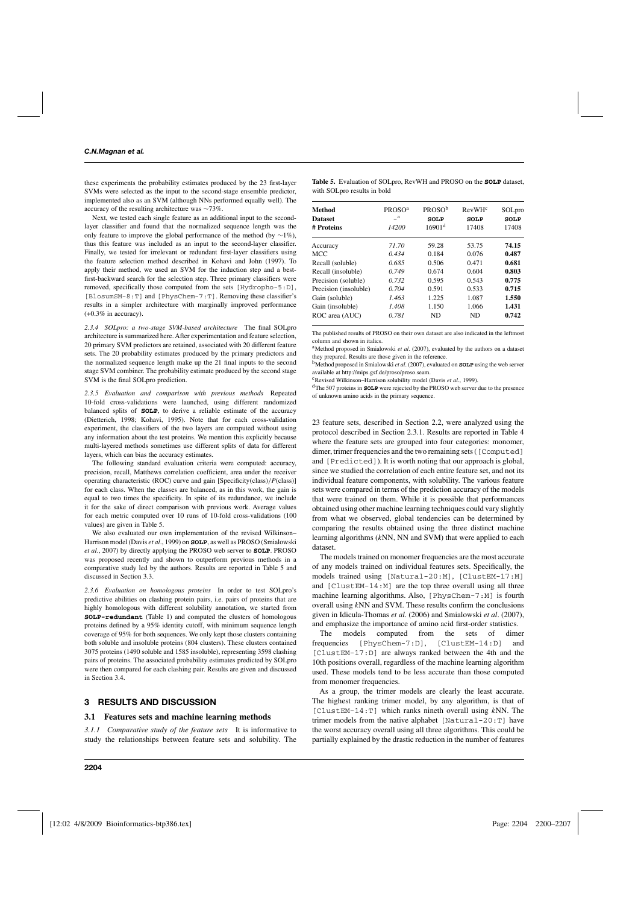these experiments the probability estimates produced by the 23 first-layer SVMs were selected as the input to the second-stage ensemble predictor, implemented also as an SVM (although NNs performed equally well). The accuracy of the resulting architecture was ~73%.

Next, we tested each single feature as an additional input to the second-layer classifier and found that the normalized sequence length was the only feature to improve the global performance of the method (by ~1%), thus this feature was included as an input to the second-layer classifier. Finally, we tested for irrelevant or redundant first-layer classifiers using the feature selection method described in Kohavi and John (1997). To apply their method, we used an SVM for the induction step and a best-first-backward search for the selection step. Three primary classifiers were removed, specifically those computed from the sets [Hydropho-5:D], [BlosumSM-8:T] and [PhysChem-7:T]. Removing these classifier's results in a simpler architecture with marginally improved performance (+0.3% in accuracy).

*2.3.4 SOLpro: a two-stage SVM-based architecture* The final SOLpro architecture is summarized here. After experimentation and feature selection, 20 primary SVM predictors are retained, associated with 20 different feature sets. The 20 probability estimates produced by the primary predictors and the normalized sequence length make up the 21 final inputs to the second stage SVM combiner. The probability estimate produced by the second stage SVM is the final SOLpro prediction.

*2.3.5 Evaluation and comparison with previous methods* Repeated 10-fold cross-validations were launched, using different randomized balanced splits of **SOLP**, to derive a reliable estimate of the accuracy (Dietterich, 1998; Kohavi, 1995). Note that for each cross-validation experiment, the classifiers of the two layers are computed without using any information about the test proteins. We mention this explicitly because multi-layered methods sometimes use different splits of data for different layers, which can bias the accuracy estimates.

The following standard evaluation criteria were computed: accuracy, precision, recall, Matthews correlation coefficient, area under the receiver operating characteristic (ROC) curve and gain [Specificity(class)/*P*(class)] for each class. When the classes are balanced, as in this work, the gain is equal to two times the specificity. In spite of its redundance, we include it for the sake of direct comparison with previous work. Average values for each metric computed over 10 runs of 10-fold cross-validations (100 values) are given in Table 5.

We also evaluated our own implementation of the revised Wilkinson–Harrison model (Davis *et al*., 1999) on **SOLP**, as well as PROSO (Smialowski *et al*., 2007) by directly applying the PROSO web server to **SOLP**. PROSO was proposed recently and shown to outperform previous methods in a comparative study led by the authors. Results are reported in Table 5 and discussed in Section 3.3.

*2.3.6 Evaluation on homologous proteins* In order to test SOLpro's predictive abilities on clashing protein pairs, i.e. pairs of proteins that are highly homologous with different solubility annotation, we started from **SOLP-redundant** (Table 1) and computed the clusters of homologous proteins defined by a 95% identity cutoff, with minimum sequence length coverage of 95% for both sequences. We only kept those clusters containing both soluble and insoluble proteins (804 clusters). These clusters contained 3075 proteins (1490 soluble and 1585 insoluble), representing 3598 clashing pairs of proteins. The associated probability estimates predicted by SOLpro were then compared for each clashing pair. Results are given and discussed in Section 3.4.

**Table 5.** Evaluation of SOLpro, RevWH and PROSO on the **SOLP** dataset, with SOLpro results in bold

| Method | PROSO[a] | PROSO[b] | RevWH[c] | SOLpro |
|---|---|---|---|---|
| Dataset | –[a] | **SOLP** | **SOLP** | **SOLP** |
| # Proteins | *14200* | 16901[d] | 17408 | 17408 |
| Accuracy | *71.70* | 59.28 | 53.75 | **74.15** |
| MCC | *0.434* | 0.184 | 0.076 | **0.487** |
| Recall (soluble) | *0.685* | 0.506 | 0.471 | **0.681** |
| Recall (insoluble) | *0.749* | 0.674 | 0.604 | **0.803** |
| Precision (soluble) | *0.732* | 0.595 | 0.543 | **0.775** |
| Precision (insoluble) | *0.704* | 0.591 | 0.533 | **0.715** |
| Gain (soluble) | *1.463* | 1.225 | 1.087 | **1.550** |
| Gain (insoluble) | *1.408* | 1.150 | 1.066 | **1.431** |
| ROC area (AUC) | *0.781* | ND | ND | **0.742** |

The published results of PROSO on their own dataset are also indicated in the leftmost column and shown in italics.

[a]Method proposed in Smialowski *et al*. (2007), evaluated by the authors on a dataset they prepared. Results are those given in the reference.

[b]Method proposed in Smialowski *et al*. (2007), evaluated on **SOLP** using the web server available at http://mips.gsf.de/proso/proso.seam.

[c]Revised Wilkinson–Harrison solubility model (Davis *et al*., 1999).

[d]The 507 proteins in **SOLP** were rejected by the PROSO web server due to the presence of unknown amino acids in the primary sequence.

## 3 RESULTS AND DISCUSSION

### 3.1 Features sets and machine learning methods

*3.1.1 Comparative study of the feature sets* It is informative to study the relationships between feature sets and solubility. The 23 feature sets, described in Section 2.2, were analyzed using the protocol described in Section 2.3.1. Results are reported in Table 4 where the feature sets are grouped into four categories: monomer, dimer, trimer frequencies and the two remaining sets ([Computed] and [Predicted]). It is worth noting that our approach is global, since we studied the correlation of each entire feature set, and not its individual feature components, with solubility. The various feature sets were compared in terms of the prediction accuracy of the models that were trained on them. While it is possible that performances obtained using other machine learning techniques could vary slightly from what we observed, global tendencies can be determined by comparing the results obtained using the three distinct machine learning algorithms (*k*NN, NN and SVM) that were applied to each dataset.

The models trained on monomer frequencies are the most accurate of any models trained on individual features sets. Specifically, the models trained using [Natural-20:M], [ClustEM-17:M] and [ClustEM-14:M] are the top three overall using all three machine learning algorithms. Also, [PhysChem-7:M] is fourth overall using *k*NN and SVM. These results confirm the conclusions given in Idicula-Thomas *et al*. (2006) and Smialowski *et al*. (2007), and emphasize the importance of amino acid first-order statistics.

The models computed from the sets of dimer frequencies [PhysChem-7:D], [ClustEM-14:D] and [ClustEM-17:D] are always ranked between the 4th and the 10th positions overall, regardless of the machine learning algorithm used. These models tend to be less accurate than those computed from monomer frequencies.

As a group, the trimer models are clearly the least accurate. The highest ranking trimer model, by any algorithm, is that of [ClustEM-14:T] which ranks nineth overall using *k*NN. The trimer models from the native alphabet [Natural-20:T] have the worst accuracy overall using all three algorithms. This could be partially explained by the drastic reduction in the number of features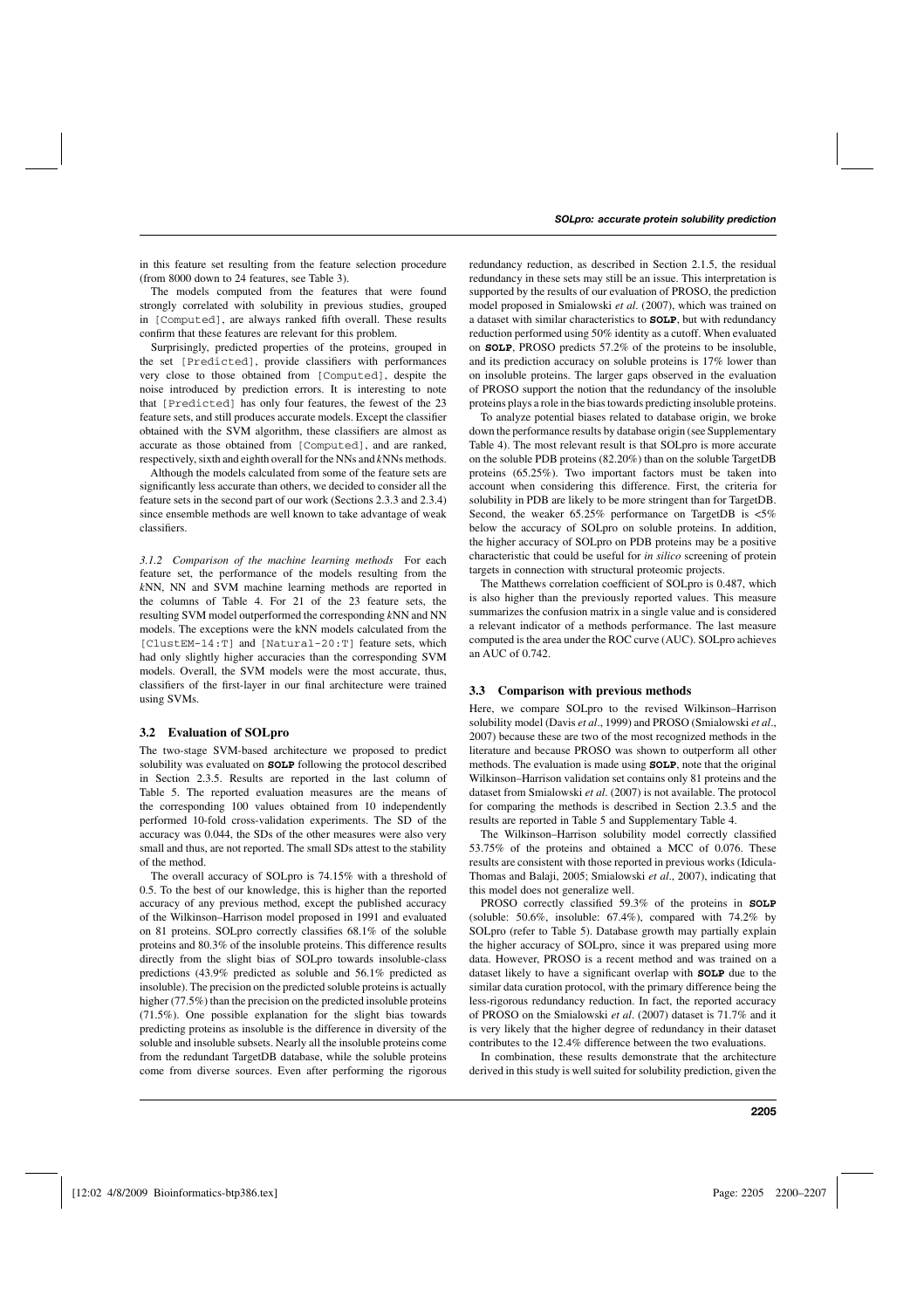in this feature set resulting from the feature selection procedure (from 8000 down to 24 features, see Table 3).

The models computed from the features that were found strongly correlated with solubility in previous studies, grouped in [Computed], are always ranked fifth overall. These results confirm that these features are relevant for this problem.

Surprisingly, predicted properties of the proteins, grouped in the set [Predicted], provide classifiers with performances very close to those obtained from [Computed], despite the noise introduced by prediction errors. It is interesting to note that [Predicted] has only four features, the fewest of the 23 feature sets, and still produces accurate models. Except the classifier obtained with the SVM algorithm, these classifiers are almost as accurate as those obtained from [Computed], and are ranked, respectively, sixth and eighth overall for the NNs and *k*NNs methods.

Although the models calculated from some of the feature sets are significantly less accurate than others, we decided to consider all the feature sets in the second part of our work (Sections 2.3.3 and 2.3.4) since ensemble methods are well known to take advantage of weak classifiers.

*3.1.2 Comparison of the machine learning methods* For each feature set, the performance of the models resulting from the *k*NN, NN and SVM machine learning methods are reported in the columns of Table 4. For 21 of the 23 feature sets, the resulting SVM model outperformed the corresponding *k*NN and NN models. The exceptions were the kNN models calculated from the [ClustEM-14:T] and [Natural-20:T] feature sets, which had only slightly higher accuracies than the corresponding SVM models. Overall, the SVM models were the most accurate, thus, classifiers of the first-layer in our final architecture were trained using SVMs.

### 3.2 Evaluation of SOLpro

The two-stage SVM-based architecture we proposed to predict solubility was evaluated on **SOLP** following the protocol described in Section 2.3.5. Results are reported in the last column of Table 5. The reported evaluation measures are the means of the corresponding 100 values obtained from 10 independently performed 10-fold cross-validation experiments. The SD of the accuracy was 0.044, the SDs of the other measures were also very small and thus, are not reported. The small SDs attest to the stability of the method.

The overall accuracy of SOLpro is 74.15% with a threshold of 0.5. To the best of our knowledge, this is higher than the reported accuracy of any previous method, except the published accuracy of the Wilkinson–Harrison model proposed in 1991 and evaluated on 81 proteins. SOLpro correctly classifies 68.1% of the soluble proteins and 80.3% of the insoluble proteins. This difference results directly from the slight bias of SOLpro towards insoluble-class predictions (43.9% predicted as soluble and 56.1% predicted as insoluble). The precision on the predicted soluble proteins is actually higher (77.5%) than the precision on the predicted insoluble proteins (71.5%). One possible explanation for the slight bias towards predicting proteins as insoluble is the difference in diversity of the soluble and insoluble subsets. Nearly all the insoluble proteins come from the redundant TargetDB database, while the soluble proteins come from diverse sources. Even after performing the rigorous redundancy reduction, as described in Section 2.1.5, the residual redundancy in these sets may still be an issue. This interpretation is supported by the results of our evaluation of PROSO, the prediction model proposed in Smialowski *et al*. (2007), which was trained on a dataset with similar characteristics to **SOLP**, but with redundancy reduction performed using 50% identity as a cutoff. When evaluated on **SOLP**, PROSO predicts 57.2% of the proteins to be insoluble, and its prediction accuracy on soluble proteins is 17% lower than on insoluble proteins. The larger gaps observed in the evaluation of PROSO support the notion that the redundancy of the insoluble proteins plays a role in the bias towards predicting insoluble proteins.

To analyze potential biases related to database origin, we broke down the performance results by database origin (see Supplementary Table 4). The most relevant result is that SOLpro is more accurate on the soluble PDB proteins (82.20%) than on the soluble TargetDB proteins (65.25%). Two important factors must be taken into account when considering this difference. First, the criteria for solubility in PDB are likely to be more stringent than for TargetDB. Second, the weaker 65.25% performance on TargetDB is <5% below the accuracy of SOLpro on soluble proteins. In addition, the higher accuracy of SOLpro on PDB proteins may be a positive characteristic that could be useful for *in silico* screening of protein targets in connection with structural proteomic projects.

The Matthews correlation coefficient of SOLpro is 0.487, which is also higher than the previously reported values. This measure summarizes the confusion matrix in a single value and is considered a relevant indicator of a methods performance. The last measure computed is the area under the ROC curve (AUC). SOLpro achieves an AUC of 0.742.

### 3.3 Comparison with previous methods

Here, we compare SOLpro to the revised Wilkinson–Harrison solubility model (Davis *et al*., 1999) and PROSO (Smiaowski *et al*., 2007) because these are two of the most recognized methods in the literature and because PROSO was shown to outperform all other methods. The evaluation is made using **SOLP**, note that the original Wilkinson–Harrison validation set contains only 81 proteins and the dataset from Smialowski *et al*. (2007) is not available. The protocol for comparing the methods is described in Section 2.3.5 and the results are reported in Table 5 and Supplementary Table 4.

The Wilkinson–Harrison solubility model correctly classified 53.75% of the proteins and obtained a MCC of 0.076. These results are consistent with those reported in previous works (Idicula-Thomas and Balaji, 2005; Smialowski *et al*., 2007), indicating that this model does not generalize well.

PROSO correctly classified 59.3% of the proteins in **SOLP** (soluble: 50.6%, insoluble: 67.4%), compared with 74.2% by SOLpro (refer to Table 5). Database growth may partially explain the higher accuracy of SOLpro, since it was prepared using more data. However, PROSO is a recent method and was trained on a dataset likely to have a significant overlap with **SOLP** due to the similar data curation protocol, with the primary difference being the less-rigorous redundancy reduction. In fact, the reported accuracy of PROSO on the Smialowski *et al*. (2007) dataset is 71.7% and it is very likely that the higher degree of redundancy in their dataset contributes to the 12.4% difference between the two evaluations.

In combination, these results demonstrate that the architecture derived in this study is well suited for solubility prediction, given the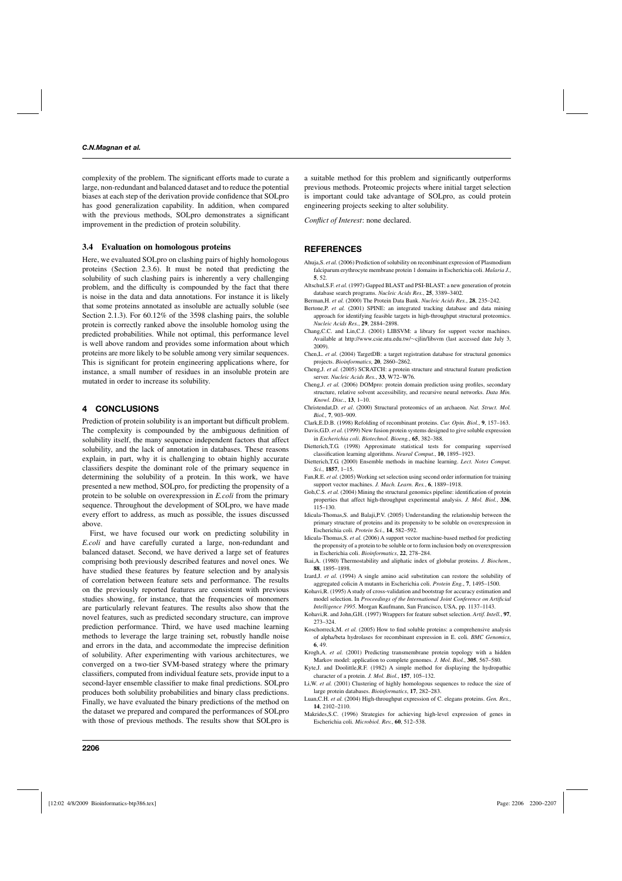complexity of the problem. The significant efforts made to curate a large, non-redundant and balanced dataset and to reduce the potential biases at each step of the derivation provide confidence that SOLpro has good generalization capability. In addition, when compared with the previous methods, SOLpro demonstrates a significant improvement in the prediction of protein solubility.

### 3.4 Evaluation on homologous proteins

Here, we evaluated SOLpro on clashing pairs of highly homologous proteins (Section 2.3.6). It must be noted that predicting the solubility of such clashing pairs is inherently a very challenging problem, and the difficulty is compounded by the fact that there is noise in the data and data annotations. For instance it is likely that some proteins annotated as insoluble are actually soluble (see Section 2.1.3). For 60.12% of the 3598 clashing pairs, the soluble protein is correctly ranked above the insoluble homolog using the predicted probabilities. While not optimal, this performance level is well above random and provides some information about which proteins are more likely to be soluble among very similar sequences. This is significant for protein engineering applications where, for instance, a small number of residues in an insoluble protein are mutated in order to increase its solubility.

## 4 CONCLUSIONS

Prediction of protein solubility is an important but difficult problem. The complexity is compounded by the ambiguous definition of solubility itself, the many sequence independent factors that affect solubility, and the lack of annotation in databases. These reasons explain, in part, why it is challenging to obtain highly accurate classifiers despite the dominant role of the primary sequence in determining the solubility of a protein. In this work, we have presented a new method, SOLpro, for predicting the propensity of a protein to be soluble on overexpression in *E.coli* from the primary sequence. Throughout the development of SOLpro, we have made every effort to address, as much as possible, the issues discussed above.

First, we have focused our work on predicting solubility in *E.coli* and have carefully curated a large, non-redundant and balanced dataset. Second, we have derived a large set of features comprising both previously described features and novel ones. We have studied these features by feature selection and by analysis of correlation between feature sets and performance. The results on the previously reported features are consistent with previous studies showing, for instance, that the frequencies of monomers are particularly relevant features. The results also show that the novel features, such as predicted secondary structure, can improve prediction performance. Third, we have used machine learning methods to leverage the large training set, robustly handle noise and errors in the data, and accommodate the imprecise definition of solubility. After experimenting with various architectures, we converged on a two-tier SVM-based strategy where the primary classifiers, computed from individual feature sets, provide input to a second-layer ensemble classifier to make final predictions. SOLpro produces both solubility probabilities and binary class predictions. Finally, we have evaluated the binary predictions of the method on the dataset we prepared and compared the performances of SOLpro with those of previous methods. The results show that SOLpro is a suitable method for this problem and significantly outperforms previous methods. Proteomic projects where initial target selection is important could take advantage of SOLpro, as could protein engineering projects seeking to alter solubility.

*Conflict of Interest*: none declared.

## REFERENCES

Ahuja,S. *et al.* (2006) Prediction of solubility on recombinant expression of Plasmodium falciparum erythrocyte membrane protein 1 domains in Escherichia coli. *Malaria J.*, **5**, 52.

Altschul,S.F. *et al.* (1997) Gapped BLAST and PSI-BLAST: a new generation of protein database search programs. *Nucleic Acids Res.*, **25**, 3389–3402.

Berman,H. *et al.* (2000) The Protein Data Bank. *Nucleic Acids Res.*, **28**, 235–242.

Bertone,P. *et al.* (2001) SPINE: an integrated tracking database and data mining approach for identifying feasible targets in high-throughput structural proteomics. *Nucleic Acids Res.*, **29**, 2884–2898.

Chang,C.C. and Lin,C.J. (2001) LIBSVM: a library for support vector machines. Available at http://www.csie.ntu.edu.tw/~cjlin/libsvm (last accessed date July 3, 2009).

Chen,L. *et al.* (2004) TargetDB: a target registration database for structural genomics projects. *Bioinformatics*, **20**, 2860–2862.

Cheng,J. *et al.* (2005) SCRATCH: a protein structure and structural feature prediction server. *Nucleic Acids Res.*, **33**, W72–W76.

Cheng,J. *et al.* (2006) DOMpro: protein domain prediction using profiles, secondary structure, relative solvent accessibility, and recursive neural networks. *Data Min. Knowl. Disc.*, **13**, 1–10.

Christendat,D. *et al.* (2000) Structural proteomics of an archaeon. *Nat. Struct. Mol. Biol.*, **7**, 903–909.

Clark,E.D.B. (1998) Refolding of recombinant proteins. *Cur. Opin. Biol.*, **9**, 157–163.

Davis,G.D. *et al.* (1999) New fusion protein systems designed to give soluble expression in *Escherichia coli*. *Biotechnol. Bioeng.*, **65**, 382–388.

Dietterich,T.G. (1998) Approximate statistical tests for comparing supervised classification learning algorithms. *Neural Comput.*, **10**, 1895–1923.

Dietterich,T.G. (2000) Ensemble methods in machine learning. *Lect. Notes Comput. Sci.*, **1857**, 1–15.

Fan,R.E. *et al.* (2005) Working set selection using second order information for training support vector machines. *J. Mach. Learn. Res.*, **6**, 1889–1918.

Goh,C.S. *et al.* (2004) Mining the structural genomics pipeline: identification of protein properties that affect high-throughput experimental analysis. *J. Mol. Biol.*, **336**, 115–130.

Idicula-Thomas,S. and Balaji,P.V. (2005) Understanding the relationship between the primary structure of proteins and its propensity to be soluble on overexpression in Escherichia coli. *Protein Sci.*, **14**, 582–592.

Idicula-Thomas,S. *et al.* (2006) A support vector machine-based method for predicting the propensity of a protein to be soluble or to form inclusion body on overexpression in Escherichia coli. *Bioinformatics*, **22**, 278–284.

Ikai,A. (1980) Thermostability and aliphatic index of globular proteins. *J. Biochem.*, **88**, 1895–1898.

Izard,J. *et al.* (1994) A single amino acid substitution can restore the solubility of aggregated colicin A mutants in Escherichia coli. *Protein Eng.*, **7**, 1495–1500.

Kohavi,R. (1995) A study of cross-validation and bootstrap for accuracy estimation and model selection. In *Proceedings of the International Joint Conference on Artificial Intelligence 1995*. Morgan Kaufmann, San Francisco, USA, pp. 1137–1143.

Kohavi,R. and John,G.H. (1997) Wrappers for feature subset selection. *Artif. Intell.*, **97**, 273–324.

Koschorreck,M. *et al.* (2005) How to find soluble proteins: a comprehensive analysis of alpha/beta hydrolases for recombinant expression in E. coli. *BMC Genomics*, **6**, 49.

Krogh,A. *et al.* (2001) Predicting transmembrane protein topology with a hidden Markov model: application to complete genomes. *J. Mol. Biol.*, **305**, 567–580.

Kyte,J. and Doolittle,R.F. (1982) A simple method for displaying the hydropathic character of a protein. *J. Mol. Biol.*, **157**, 105–132.

Li,W. *et al.* (2001) Clustering of highly homologous sequences to reduce the size of large protein databases. *Bioinformatics*, **17**, 282–283.

Luan,C.H. *et al.* (2004) High-throughput expression of C. elegans proteins. *Gen. Res.*, **14**, 2102–2110.

Makrides,S.C. (1996) Strategies for achieving high-level expression of genes in Escherichia coli. *Microbiol. Rev.*, **60**, 512–538.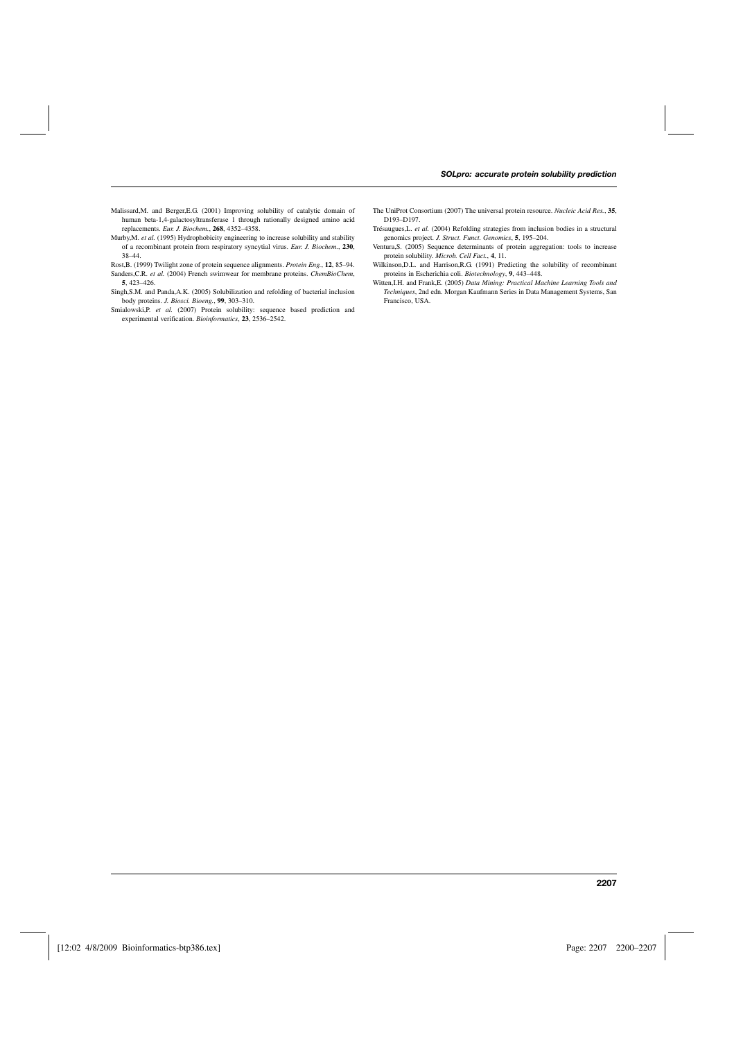Malissard,M. and Berger,E.G. (2001) Improving solubility of catalytic domain of human beta-1,4-galactosyltransferase 1 through rationally designed amino acid replacements. *Eur. J. Biochem.*, **268**, 4352–4358.

Murby,M. *et al.* (1995) Hydrophobicity engineering to increase solubility and stability of a recombinant protein from respiratory syncytial virus. *Eur. J. Biochem.*, **230**, 38–44.

Rost,B. (1999) Twilight zone of protein sequence alignments. *Protein Eng.*, **12**, 85–94.

Sanders,C.R. *et al.* (2004) French swimwear for membrane proteins. *ChemBioChem*, **5**, 423–426.

Singh,S.M. and Panda,A.K. (2005) Solubilization and refolding of bacterial inclusion body proteins. *J. Biosci. Bioeng.*, **99**, 303–310.

Smialowski,P. *et al.* (2007) Protein solubility: sequence based prediction and experimental verification. *Bioinformatics*, **23**, 2536–2542.

The UniProt Consortium (2007) The universal protein resource. *Nucleic Acid Res.*, **35**, D193–D197.

Trésaugues,L. *et al.* (2004) Refolding strategies from inclusion bodies in a structural genomics project. *J. Struct. Funct. Genomics*, **5**, 195–204.

Ventura,S. (2005) Sequence determinants of protein aggregation: tools to increase protein solubility. *Microb. Cell Fact.*, **4**, 11.

Wilkinson,D.L. and Harrison,R.G. (1991) Predicting the solubility of recombinant proteins in Escherichia coli. *Biotechnology*, **9**, 443–448.

Witten,I.H. and Frank,E. (2005) *Data Mining: Practical Machine Learning Tools and Techniques*, 2nd edn. Morgan Kaufmann Series in Data Management Systems, San Francisco, USA.